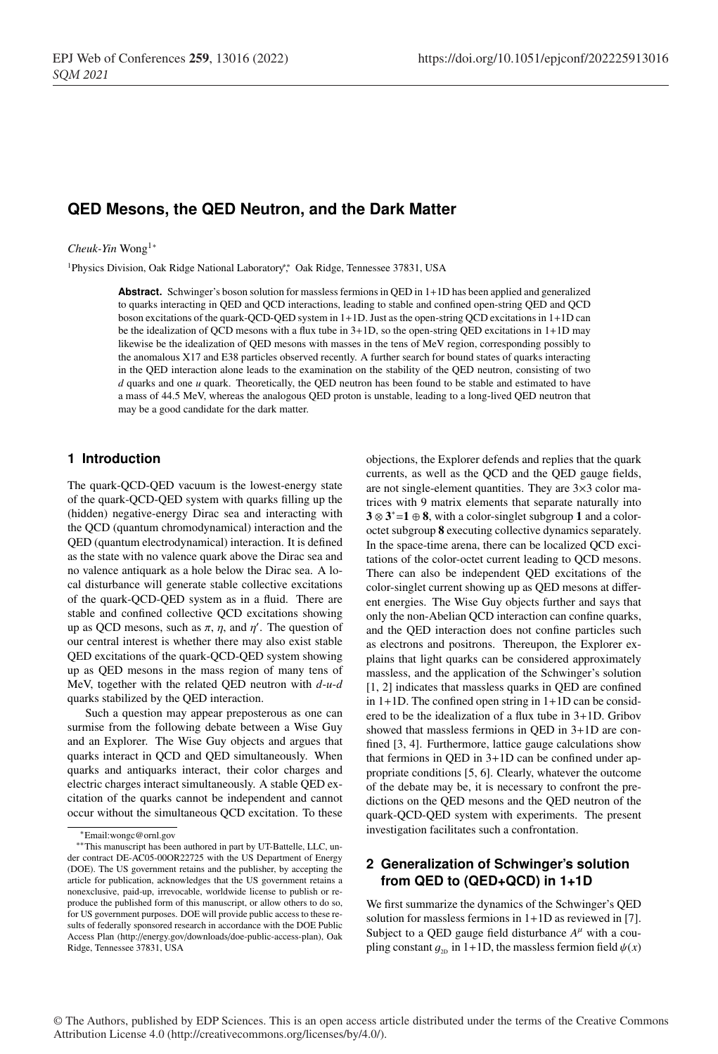# QED Mesons, the QED Neutron, and the Dark Matter

*Cheuk-Yin* Wong[1*]

[1]Physics Division, Oak Ridge National Laboratory[**], Oak Ridge, Tennessee 37831, USA

**Abstract.** Schwinger's boson solution for massless fermions in QED in 1+1D has been applied and generalized to quarks interacting in QED and QCD interactions, leading to stable and confined open-string QED and QCD boson excitations of the quark-QCD-QED system in 1+1D. Just as the open-string QCD excitations in 1+1D can be the idealization of QCD mesons with a flux tube in 3+1D, so the open-string QED excitations in 1+1D may likewise be the idealization of QED mesons with masses in the tens of MeV region, corresponding possibly to the anomalous X17 and E38 particles observed recently. A further search for bound states of quarks interacting in the QED interaction alone leads to the examination on the stability of the QED neutron, consisting of two $d$ quarks and one $u$ quark. Theoretically, the QED neutron has been found to be stable and estimated to have a mass of 44.5 MeV, whereas the analogous QED proton is unstable, leading to a long-lived QED neutron that may be a good candidate for the dark matter.

## 1 Introduction

The quark-QCD-QED vacuum is the lowest-energy state of the quark-QCD-QED system with quarks filling up the (hidden) negative-energy Dirac sea and interacting with the QCD (quantum chromodynamical) interaction and the QED (quantum electrodynamical) interaction. It is defined as the state with no valence quark above the Dirac sea and no valence antiquark as a hole below the Dirac sea. A local disturbance will generate stable collective excitations of the quark-QCD-QED system as in a fluid. There are stable and confined collective QCD excitations showing up as QCD mesons, such as $\pi$, $\eta$, and $\eta'$. The question of our central interest is whether there may also exist stable QED excitations of the quark-QCD-QED system showing up as QED mesons in the mass region of many tens of MeV, together with the related QED neutron with $d$-$u$-$d$ quarks stabilized by the QED interaction.

Such a question may appear preposterous as one can surmise from the following debate between a Wise Guy and an Explorer. The Wise Guy objects and argues that quarks interact in QCD and QED simultaneously. When quarks and antiquarks interact, their color charges and electric charges interact simultaneously. A stable QED excitation of the quarks cannot be independent and cannot occur without the simultaneous QCD excitation. To these objections, the Explorer defends and replies that the quark currents, as well as the QCD and the QED gauge fields, are not single-element quantities. They are 3×3 color matrices with 9 matrix elements that separate naturally into $\mathbf{3} \otimes \mathbf{3}^* = \mathbf{1} \oplus \mathbf{8}$, with a color-singlet subgroup **1** and a color-octet subgroup **8** executing collective dynamics separately. In the space-time arena, there can be localized QCD excitations of the color-octet current leading to QCD mesons. There can also be independent QED excitations of the color-singlet current showing up as QED mesons at different energies. The Wise Guy objects further and says that only the non-Abelian QCD interaction can confine quarks, and the QED interaction does not confine particles such as electrons and positrons. Thereupon, the Explorer explains that light quarks can be considered approximately massless, and the application of the Schwinger's solution [1, 2] indicates that massless quarks in QED are confined in 1+1D. The confined open string in 1+1D can be considered to be the idealization of a flux tube in 3+1D. Gribov showed that massless fermions in QED in 3+1D are confined [3, 4]. Furthermore, lattice gauge calculations show that fermions in QED in 3+1D can be confined under appropriate conditions [5, 6]. Clearly, whatever the outcome of the debate may be, it is necessary to confront the predictions on the QED mesons and the QED neutron of the quark-QCD-QED system with experiments. The present investigation facilitates such a confrontation.

## 2 Generalization of Schwinger's solution from QED to (QED+QCD) in 1+1D

We first summarize the dynamics of the Schwinger's QED solution for massless fermions in 1+1D as reviewed in [7]. Subject to a QED gauge field disturbance $A^\mu$ with a coupling constant $g_{2D}$ in 1+1D, the massless fermion field $\psi(x)$

---

*Email:wongc@ornl.gov

**This manuscript has been authored in part by UT-Battelle, LLC, under contract DE-AC05-00OR22725 with the US Department of Energy (DOE). The US government retains and the publisher, by accepting the article for publication, acknowledges that the US government retains a nonexclusive, paid-up, irrevocable, worldwide license to publish or reproduce the published form of this manuscript, or allow others to do so, for US government purposes. DOE will provide public access to these results of federally sponsored research in accordance with the DOE Public Access Plan (http://energy.gov/downloads/doe-public-access-plan), Oak Ridge, Tennessee 37831, USA

© The Authors, published by EDP Sciences. This is an open access article distributed under the terms of the Creative Commons Attribution License 4.0 (http://creativecommons.org/licenses/by/4.0/).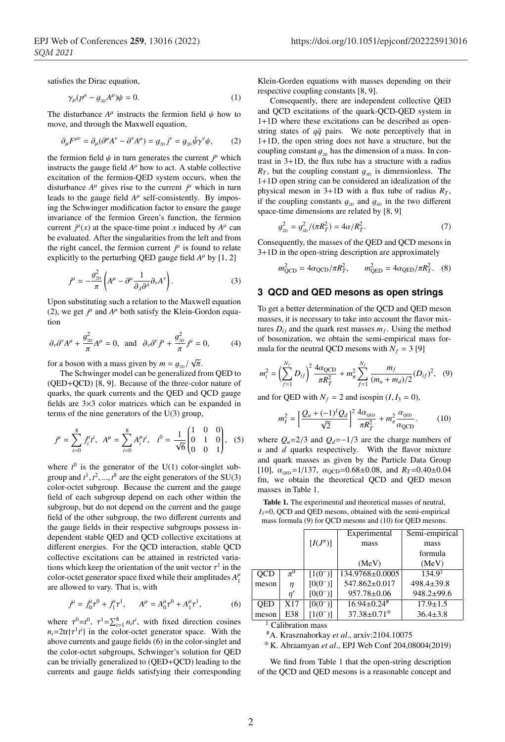satisfies the Dirac equation,

$$\gamma_\mu (p^\mu - g_{_{2D}} A^\mu)\psi = 0. \tag{1}$$

The disturbance $A^\mu$ instructs the fermion field $\psi$ how to move, and through the Maxwell equation,

$$\partial_\mu F^{\mu\nu} = \partial_\mu(\partial^\mu A^\nu - \partial^\nu A^\mu) = g_{_{2D}} j^\nu = g_{_{2D}} \bar\psi \gamma^\nu \psi, \tag{2}$$

the fermion field $\psi$ in turn generates the current $j^\mu$ which instructs the gauge field $A^\mu$ how to act. A stable collective excitation of the fermion-QED system occurs, when the disturbance $A^\mu$ gives rise to the current $j^\mu$ which in turn leads to the gauge field $A^\mu$ self-consistently. By imposing the Schwinger modification factor to ensure the gauge invariance of the fermion Green's function, the fermion current $j^\mu(x)$ at the space-time point $x$ induced by $A^\mu$ can be evaluated. After the singularities from the left and from the right cancel, the fermion current $j^\mu$ is found to relate explicitly to the perturbing QED gauge field $A^\mu$ by [1, 2]

$$j^\mu = -\frac{g_{_{2D}}^2}{\pi}\left(A^\mu - \partial^\mu \frac{1}{\partial_\lambda \partial^\lambda}\partial_\nu A^\nu\right). \tag{3}$$

Upon substituting such a relation to the Maxwell equation (2), we get $j^\mu$ and $A^\mu$ both satisfy the Klein-Gordon equation

$$\partial_\nu \partial^\nu A^\mu + \frac{g_{_{2D}}^2}{\pi} A^\mu = 0, \text{ and } \partial_\nu \partial^\nu j^\mu + \frac{g_{_{2D}}^2}{\pi} j^\mu = 0, \tag{4}$$

for a boson with a mass given by $m = g_{_{2D}}/\sqrt{\pi}$.

The Schwinger model can be generalized from QED to (QED+QCD) [8, 9]. Because of the three-color nature of quarks, the quark currents and the QED and QCD gauge fields are 3×3 color matrices which can be expanded in terms of the nine generators of the U(3) group,

$$j^\mu = \sum_{i=0}^{8} j_i^\mu t^i, \quad A^\mu = \sum_{i=0}^{8} A_i^\mu t^i, \quad t^0 = \frac{1}{\sqrt{6}}\begin{pmatrix} 1 & 0 & 0 \\ 0 & 1 & 0 \\ 0 & 0 & 1 \end{pmatrix}, \tag{5}$$

where $t^0$ is the generator of the U(1) color-singlet subgroup and $t^1, t^2, ..., t^8$ are the eight generators of the SU(3) color-octet subgroup. Because the current and the gauge field of each subgroup depend on each other within the subgroup, but do not depend on the current and the gauge field of the other subgroup, the two different currents and the gauge fields in their respective subgroups possess independent stable QED and QCD collective excitations at different energies. For the QCD interaction, stable QCD collective excitations can be attained in restricted variations which keep the orientation of the unit vector $\tau^1$ in the color-octet generator space fixed while their amplitudes $A_1^\mu$ are allowed to vary. That is, with

$$j^\mu = j_0^\mu \tau^0 + j_1^\mu \tau^1, \qquad A^\mu = A_0^\mu \tau^0 + A_1^\mu \tau^1, \tag{6}$$

where $\tau^0 = t^0$, $\tau^1 = \sum_{i=1}^{8} n_i t^i$, with fixed direction cosines $n_i = 2\mathrm{tr}\{\tau^1 t^i\}$ in the color-octet generator space. With the above currents and gauge fields (6) in the color-singlet and the color-octet subgroups, Schwinger's solution for QED can be trivially generalized to (QED+QCD) leading to the currents and gauge fields satisfying their corresponding Klein-Gorden equations with masses depending on their respective coupling constants [8, 9].

Consequently, there are independent collective QED and QCD excitations of the quark-QCD-QED system in 1+1D where these excitations can be described as open-string states of $q\bar q$ pairs. We note perceptively that in 1+1D, the open string does not have a structure, but the coupling constant $g_{_{2D}}$ has the dimension of a mass. In contrast in 3+1D, the flux tube has a structure with a radius $R_T$, but the coupling constant $g_{_{4D}}$ is dimensionless. The 1+1D open string can be considered an idealization of the physical meson in 3+1D with a flux tube of radius $R_T$, if the coupling constants $g_{_{2D}}$ and $g_{_{4D}}$ in the two different space-time dimensions are related by [8, 9]

$$g_{_{2D}}^2 = g_{_{4D}}^2/(\pi R_T^2) = 4\alpha/R_T^2. \tag{7}$$

Consequently, the masses of the QED and QCD mesons in 3+1D in the open-string description are approximately

$$m_{\rm QCD}^2 = 4\alpha_{\rm QCD}/\pi R_T^2, \qquad m_{\rm QED}^2 = 4\alpha_{\rm QED}/\pi R_T^2. \tag{8}$$

## 3 QCD and QED mesons as open strings

To get a better determination of the QCD and QED meson masses, it is necessary to take into account the flavor mixtures $D_{ij}$ and the quark rest masses $m_f$. Using the method of bosonization, we obtain the semi-empirical mass formula for the neutral QCD mesons with $N_f = 3$ [9]

$$m_i^2 = \left(\sum_{f=1}^{N_f} D_{if}\right)^2 \frac{4\alpha_{\rm QCD}}{\pi R_T^2} + m_\pi^2 \sum_{f=1}^{N_f} \frac{m_f}{(m_u + m_d)/2}(D_{if})^2, \tag{9}$$

and for QED with $N_f = 2$ and isospin $(I, I_3 = 0)$,

$$m_I^2 = \left[\frac{Q_u + (-1)^I Q_d}{\sqrt{2}}\right]^2 \frac{4\alpha_{\rm QED}}{\pi R_T^2} + m_\pi^2 \frac{\alpha_{\rm QED}}{\alpha_{\rm QCD}}. \tag{10}$$

where $Q_u$=2/3 and $Q_d$=−1/3 are the charge numbers of $u$ and $d$ quarks respectively. With the flavor mixture and quark masses as given by the Particle Data Group [10], $\alpha_{\rm QED}$=1/137, $\alpha_{\rm QCD}$=0.68±0.08, and $R_T$=0.40±0.04 fm, we obtain the theoretical QCD and QED meson masses in Table 1.

**Table 1.** The experimental and theoretical masses of neutral, $I_3$=0, QCD and QED mesons, obtained with the semi-empirical mass formula (9) for QCD mesons and (10) for QED mesons.

| | | $[I(J^\pi)]$ | Experimental mass (MeV) | Semi-empirical mass formula (MeV) |
|---|---|---|---|---|
| QCD meson | $\pi^0$ | $[1(0^-)]$ | 134.9768±0.0005 | 134.9[‡] |
| | $\eta$ | $[0(0^-)]$ | 547.862±0.017 | 498.4±39.8 |
| | $\eta'$ | $[0(0^-)]$ | 957.78±0.06 | 948.2±99.6 |
| QED meson | X17 | $[0(0^-)]$ | 16.94±0.24[#] | 17.9±1.5 |
| | E38 | $[1(0^-)]$ | 37.38±0.71[⊕] | 36.4±3.8 |

[‡] Calibration mass

[#] A. Krasznahorkay *et al*., arxiv:2104.10075

[⊕] K. Abraamyan *et al*., EPJ Web Conf 204,08004(2019)

We find from Table 1 that the open-string description of the QCD and QED mesons is a reasonable concept and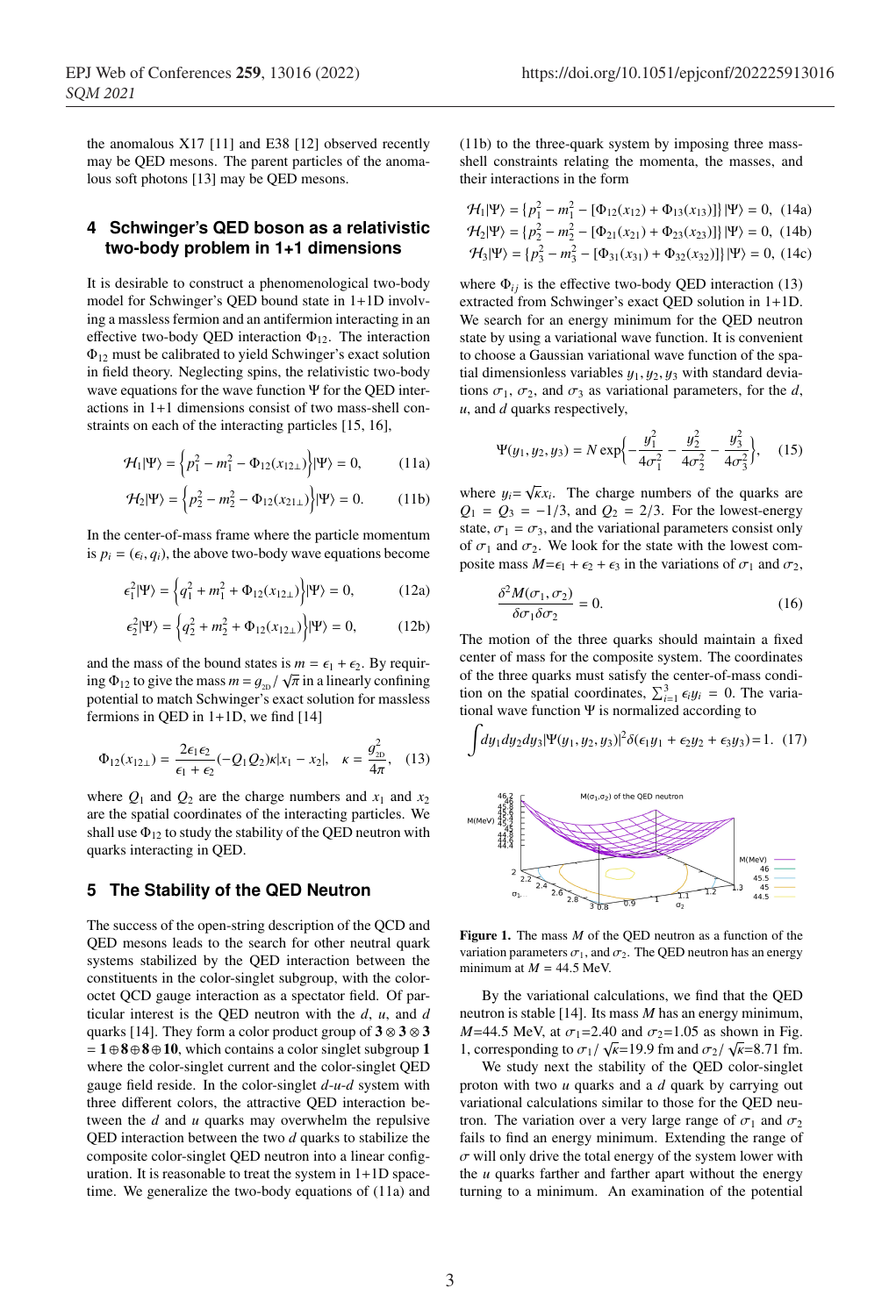the anomalous X17 [11] and E38 [12] observed recently may be QED mesons. The parent particles of the anomalous soft photons [13] may be QED mesons.

## 4 Schwinger's QED boson as a relativistic two-body problem in 1+1 dimensions

It is desirable to construct a phenomenological two-body model for Schwinger's QED bound state in 1+1D involving a massless fermion and an antifermion interacting in an effective two-body QED interaction $\Phi_{12}$. The interaction $\Phi_{12}$ must be calibrated to yield Schwinger's exact solution in field theory. Neglecting spins, the relativistic two-body wave equations for the wave function $\Psi$ for the QED interactions in 1+1 dimensions consist of two mass-shell constraints on each of the interacting particles [15, 16],

$$\mathcal{H}_1|\Psi\rangle = \left\{p_1^2 - m_1^2 - \Phi_{12}(x_{12\perp})\right\}|\Psi\rangle = 0, \quad (11a)$$

$$\mathcal{H}_2|\Psi\rangle = \left\{p_2^2 - m_2^2 - \Phi_{12}(x_{21\perp})\right\}|\Psi\rangle = 0. \quad (11b)$$

In the center-of-mass frame where the particle momentum is $p_i = (\epsilon_i, q_i)$, the above two-body wave equations become

$$\epsilon_1^2|\Psi\rangle = \left\{q_1^2 + m_1^2 + \Phi_{12}(x_{12\perp})\right\}|\Psi\rangle = 0, \quad (12a)$$

$$\epsilon_2^2|\Psi\rangle = \left\{q_2^2 + m_2^2 + \Phi_{12}(x_{12\perp})\right\}|\Psi\rangle = 0, \quad (12b)$$

and the mass of the bound states is $m = \epsilon_1 + \epsilon_2$. By requiring $\Phi_{12}$ to give the mass $m = g_{2D}/\sqrt{\pi}$ in a linearly confining potential to match Schwinger's exact solution for massless fermions in QED in 1+1D, we find [14]

$$\Phi_{12}(x_{12\perp}) = \frac{2\epsilon_1\epsilon_2}{\epsilon_1 + \epsilon_2}(-Q_1 Q_2)\kappa|x_1 - x_2|, \quad \kappa = \frac{g_{2D}^2}{4\pi}, \quad (13)$$

where $Q_1$ and $Q_2$ are the charge numbers and $x_1$ and $x_2$ are the spatial coordinates of the interacting particles. We shall use $\Phi_{12}$ to study the stability of the QED neutron with quarks interacting in QED.

## 5 The Stability of the QED Neutron

The success of the open-string description of the QCD and QED mesons leads to the search for other neutral quark systems stabilized by the QED interaction between the constituents in the color-singlet subgroup, with the color-octet QCD gauge interaction as a spectator field. Of particular interest is the QED neutron with the $d$, $u$, and $d$ quarks [14]. They form a color product group of $\mathbf{3}\otimes\mathbf{3}\otimes\mathbf{3} = \mathbf{1}\oplus\mathbf{8}\oplus\mathbf{8}\oplus\mathbf{10}$, which contains a color singlet subgroup $\mathbf{1}$ where the color-singlet current and the color-singlet QED gauge field reside. In the color-singlet $d$-$u$-$d$ system with three different colors, the attractive QED interaction between the $d$ and $u$ quarks may overwhelm the repulsive QED interaction between the two $d$ quarks to stabilize the composite color-singlet QED neutron into a linear configuration. It is reasonable to treat the system in 1+1D spacetime. We generalize the two-body equations of (11a) and (11b) to the three-quark system by imposing three mass-shell constraints relating the momenta, the masses, and their interactions in the form

$$\mathcal{H}_1|\Psi\rangle = \{p_1^2 - m_1^2 - [\Phi_{12}(x_{12}) + \Phi_{13}(x_{13})]\}|\Psi\rangle = 0, \quad (14a)$$

$$\mathcal{H}_2|\Psi\rangle = \{p_2^2 - m_2^2 - [\Phi_{21}(x_{21}) + \Phi_{23}(x_{23})]\}|\Psi\rangle = 0, \quad (14b)$$

$$\mathcal{H}_3|\Psi\rangle = \{p_3^2 - m_3^2 - [\Phi_{31}(x_{31}) + \Phi_{32}(x_{32})]\}|\Psi\rangle = 0, \quad (14c)$$

where $\Phi_{ij}$ is the effective two-body QED interaction (13) extracted from Schwinger's exact QED solution in 1+1D. We search for an energy minimum for the QED neutron state by using a variational wave function. It is convenient to choose a Gaussian variational wave function of the spatial dimensionless variables $y_1, y_2, y_3$ with standard deviations $\sigma_1$, $\sigma_2$, and $\sigma_3$ as variational parameters, for the $d$, $u$, and $d$ quarks respectively,

$$\Psi(y_1, y_2, y_3) = N\exp\left\{-\frac{y_1^2}{4\sigma_1^2} - \frac{y_2^2}{4\sigma_2^2} - \frac{y_3^2}{4\sigma_3^2}\right\}, \quad (15)$$

where $y_i = \sqrt{\kappa}x_i$. The charge numbers of the quarks are $Q_1 = Q_3 = -1/3$, and $Q_2 = 2/3$. For the lowest-energy state, $\sigma_1 = \sigma_3$, and the variational parameters consist only of $\sigma_1$ and $\sigma_2$. We look for the state with the lowest composite mass $M = \epsilon_1 + \epsilon_2 + \epsilon_3$ in the variations of $\sigma_1$ and $\sigma_2$,

$$\frac{\delta^2 M(\sigma_1, \sigma_2)}{\delta\sigma_1\delta\sigma_2} = 0. \quad (16)$$

The motion of the three quarks should maintain a fixed center of mass for the composite system. The coordinates of the three quarks must satisfy the center-of-mass condition on the spatial coordinates, $\sum_{i=1}^{3}\epsilon_i y_i = 0$. The variational wave function $\Psi$ is normalized according to

$$\int dy_1 dy_2 dy_3 |\Psi(y_1, y_2, y_3)|^2 \delta(\epsilon_1 y_1 + \epsilon_2 y_2 + \epsilon_3 y_3) = 1. \quad (17)$$

**Figure 1.** The mass $M$ of the QED neutron as a function of the variation parameters $\sigma_1$, and $\sigma_2$. The QED neutron has an energy minimum at $M$ = 44.5 MeV.

By the variational calculations, we find that the QED neutron is stable [14]. Its mass $M$ has an energy minimum, $M$=44.5 MeV, at $\sigma_1$=2.40 and $\sigma_2$=1.05 as shown in Fig. 1, corresponding to $\sigma_1/\sqrt{\kappa}$=19.9 fm and $\sigma_2/\sqrt{\kappa}$=8.71 fm.

We study next the stability of the QED color-singlet proton with two $u$ quarks and a $d$ quark by carrying out variational calculations similar to those for the QED neutron. The variation over a very large range of $\sigma_1$ and $\sigma_2$ fails to find an energy minimum. Extending the range of $\sigma$ will only drive the total energy of the system lower with the $u$ quarks farther and farther apart without the energy turning to a minimum. An examination of the potential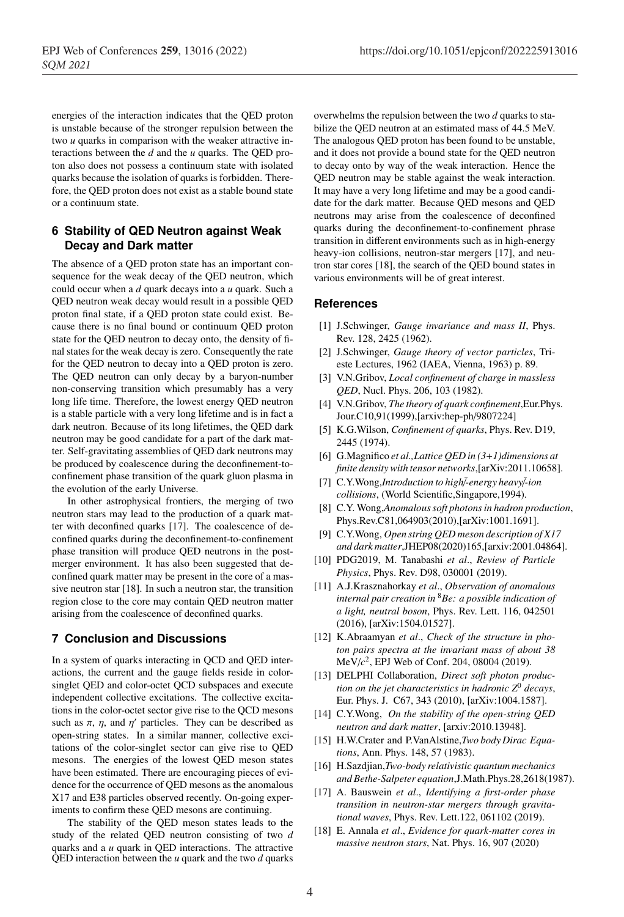energies of the interaction indicates that the QED proton is unstable because of the stronger repulsion between the two *u* quarks in comparison with the weaker attractive interactions between the *d* and the *u* quarks. The QED proton also does not possess a continuum state with isolated quarks because the isolation of quarks is forbidden. Therefore, the QED proton does not exist as a stable bound state or a continuum state.

## 6 Stability of QED Neutron against Weak Decay and Dark matter

The absence of a QED proton state has an important consequence for the weak decay of the QED neutron, which could occur when a *d* quark decays into a *u* quark. Such a QED neutron weak decay would result in a possible QED proton final state, if a QED proton state could exist. Because there is no final bound or continuum QED proton state for the QED neutron to decay onto, the density of final states for the weak decay is zero. Consequently the rate for the QED neutron to decay into a QED proton is zero. The QED neutron can only decay by a baryon-number non-conserving transition which presumably has a very long life time. Therefore, the lowest energy QED neutron is a stable particle with a very long lifetime and is in fact a dark neutron. Because of its long lifetimes, the QED dark neutron may be good candidate for a part of the dark matter. Self-gravitating assemblies of QED dark neutrons may be produced by coalescence during the deconfinement-to-confinement phase transition of the quark gluon plasma in the evolution of the early Universe.

In other astrophysical frontiers, the merging of two neutron stars may lead to the production of a quark matter with deconfined quarks [17]. The coalescence of deconfined quarks during the deconfinement-to-confinement phase transition will produce QED neutrons in the post-merger environment. It has also been suggested that deconfined quark matter may be present in the core of a massive neutron star [18]. In such a neutron star, the transition region close to the core may contain QED neutron matter arising from the coalescence of deconfined quarks.

## 7 Conclusion and Discussions

In a system of quarks interacting in QCD and QED interactions, the current and the gauge fields reside in color-singlet QED and color-octet QCD subspaces and execute independent collective excitations. The collective excitations in the color-octet sector give rise to the QCD mesons such as $\pi$, $\eta$, and $\eta'$ particles. They can be described as open-string states. In a similar manner, collective excitations of the color-singlet sector can give rise to QED mesons. The energies of the lowest QED meson states have been estimated. There are encouraging pieces of evidence for the occurrence of QED mesons as the anomalous X17 and E38 particles observed recently. On-going experiments to confirm these QED mesons are continuing.

The stability of the QED meson states leads to the study of the related QED neutron consisting of two *d* quarks and a *u* quark in QED interactions. The attractive QED interaction between the *u* quark and the two *d* quarks overwhelms the repulsion between the two *d* quarks to stabilize the QED neutron at an estimated mass of 44.5 MeV. The analogous QED proton has been found to be unstable, and it does not provide a bound state for the QED neutron to decay onto by way of the weak interaction. Hence the QED neutron may be stable against the weak interaction. It may have a very long lifetime and may be a good candidate for the dark matter. Because QED mesons and QED neutrons may arise from the coalescence of deconfined quarks during the deconfinement-to-confinement phrase transition in different environments such as in high-energy heavy-ion collisions, neutron-star mergers [17], and neutron star cores [18], the search of the QED bound states in various environments will be of great interest.

## References

[1] J.Schwinger, *Gauge invariance and mass II*, Phys. Rev. 128, 2425 (1962).

[2] J.Schwinger, *Gauge theory of vector particles*, Trieste Lectures, 1962 (IAEA, Vienna, 1963) p. 89.

[3] V.N.Gribov, *Local confinement of charge in massless QED*, Nucl. Phys. 206, 103 (1982).

[4] V.N.Gribov, *The theory of quark confinement*,Eur.Phys. Jour.C10,91(1999),[arxiv:hep-ph/9807224]

[5] K.G.Wilson, *Confinement of quarks*, Phys. Rev. D19, 2445 (1974).

[6] G.Magnifico *et al.,Lattice QED in (3+1)dimensions at finite density with tensor networks*,[arXiv:2011.10658].

[7] C.Y.Wong,*Introduction to high-energy heavy-ion collisions*, (World Scientific,Singapore,1994).

[8] C.Y. Wong,*Anomalous soft photons in hadron production*, Phys.Rev.C81,064903(2010),[arXiv:1001.1691].

[9] C.Y.Wong, *Open string QED meson description of X17 and dark matter*,JHEP08(2020)165,[arxiv:2001.04864].

[10] PDG2019, M. Tanabashi *et al*., *Review of Particle Physics*, Phys. Rev. D98, 030001 (2019).

[11] A.J.Krasznahorkay *et al*., *Observation of anomalous internal pair creation in $^8$Be: a possible indication of a light, neutral boson*, Phys. Rev. Lett. 116, 042501 (2016), [arXiv:1504.01527].

[12] K.Abraamyan *et al*., *Check of the structure in photon pairs spectra at the invariant mass of about 38 MeV/$c^2$*, EPJ Web of Conf. 204, 08004 (2019).

[13] DELPHI Collaboration, *Direct soft photon production in the jet characteristics in hadronic $Z^0$ decays*, Eur. Phys. J. C67, 343 (2010), [arXiv:1004.1587].

[14] C.Y.Wong, *On the stability of the open-string QED neutron and dark matter*, [arxiv:2010.13948].

[15] H.W.Crater and P.VanAlstine,*Two body Dirac Equations*, Ann. Phys. 148, 57 (1983).

[16] H.Sazdjian,*Two-body relativistic quantum mechanics and Bethe-Salpeter equation*,J.Math.Phys.28,2618(1987).

[17] A. Bauswein *et al*., *Identifying a first-order phase transition in neutron-star mergers through gravitational waves*, Phys. Rev. Lett.122, 061102 (2019).

[18] E. Annala *et al*., *Evidence for quark-matter cores in massive neutron stars*, Nat. Phys. 16, 907 (2020)